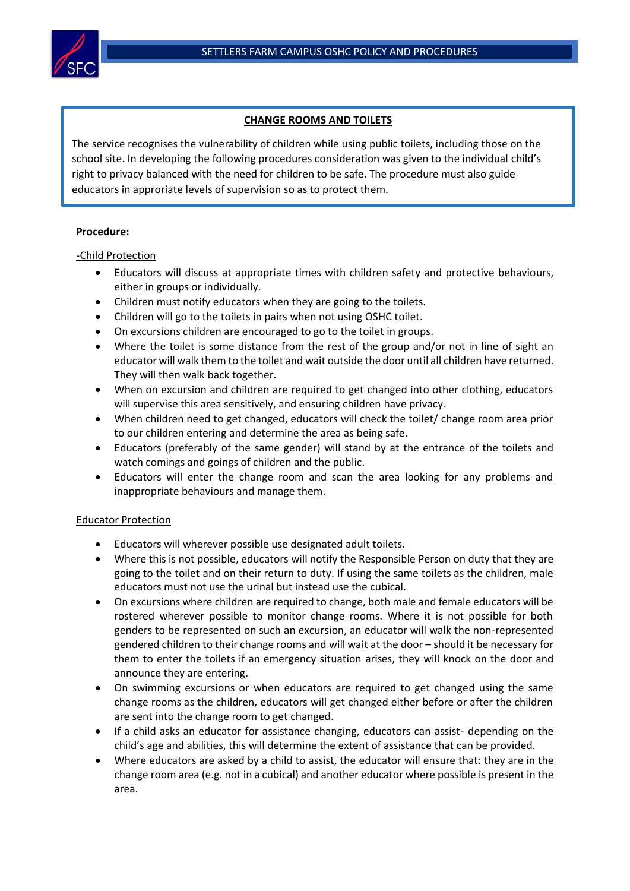## CHANGE ROOMS AND TOILETS

The service recognises the vulnerability of children while using public toilets, including those on the school site. In developing the following procedures consideration was given to the individual child's right to privacy balanced with the need for children to be safe. The procedure must also guide educators in approriate levels of supervision so as to protect them.

**Procedure:**

-Child Protection

- Educators will discuss at appropriate times with children safety and protective behaviours, either in groups or individually.
- Children must notify educators when they are going to the toilets.
- Children will go to the toilets in pairs when not using OSHC toilet.
- On excursions children are encouraged to go to the toilet in groups.
- Where the toilet is some distance from the rest of the group and/or not in line of sight an educator will walk them to the toilet and wait outside the door until all children have returned. They will then walk back together.
- When on excursion and children are required to get changed into other clothing, educators will supervise this area sensitively, and ensuring children have privacy.
- When children need to get changed, educators will check the toilet/ change room area prior to our children entering and determine the area as being safe.
- Educators (preferably of the same gender) will stand by at the entrance of the toilets and watch comings and goings of children and the public.
- Educators will enter the change room and scan the area looking for any problems and inappropriate behaviours and manage them.

Educator Protection

- Educators will wherever possible use designated adult toilets.
- Where this is not possible, educators will notify the Responsible Person on duty that they are going to the toilet and on their return to duty. If using the same toilets as the children, male educators must not use the urinal but instead use the cubical.
- On excursions where children are required to change, both male and female educators will be rostered wherever possible to monitor change rooms. Where it is not possible for both genders to be represented on such an excursion, an educator will walk the non-represented gendered children to their change rooms and will wait at the door – should it be necessary for them to enter the toilets if an emergency situation arises, they will knock on the door and announce they are entering.
- On swimming excursions or when educators are required to get changed using the same change rooms as the children, educators will get changed either before or after the children are sent into the change room to get changed.
- If a child asks an educator for assistance changing, educators can assist- depending on the child's age and abilities, this will determine the extent of assistance that can be provided.
- Where educators are asked by a child to assist, the educator will ensure that: they are in the change room area (e.g. not in a cubical) and another educator where possible is present in the area.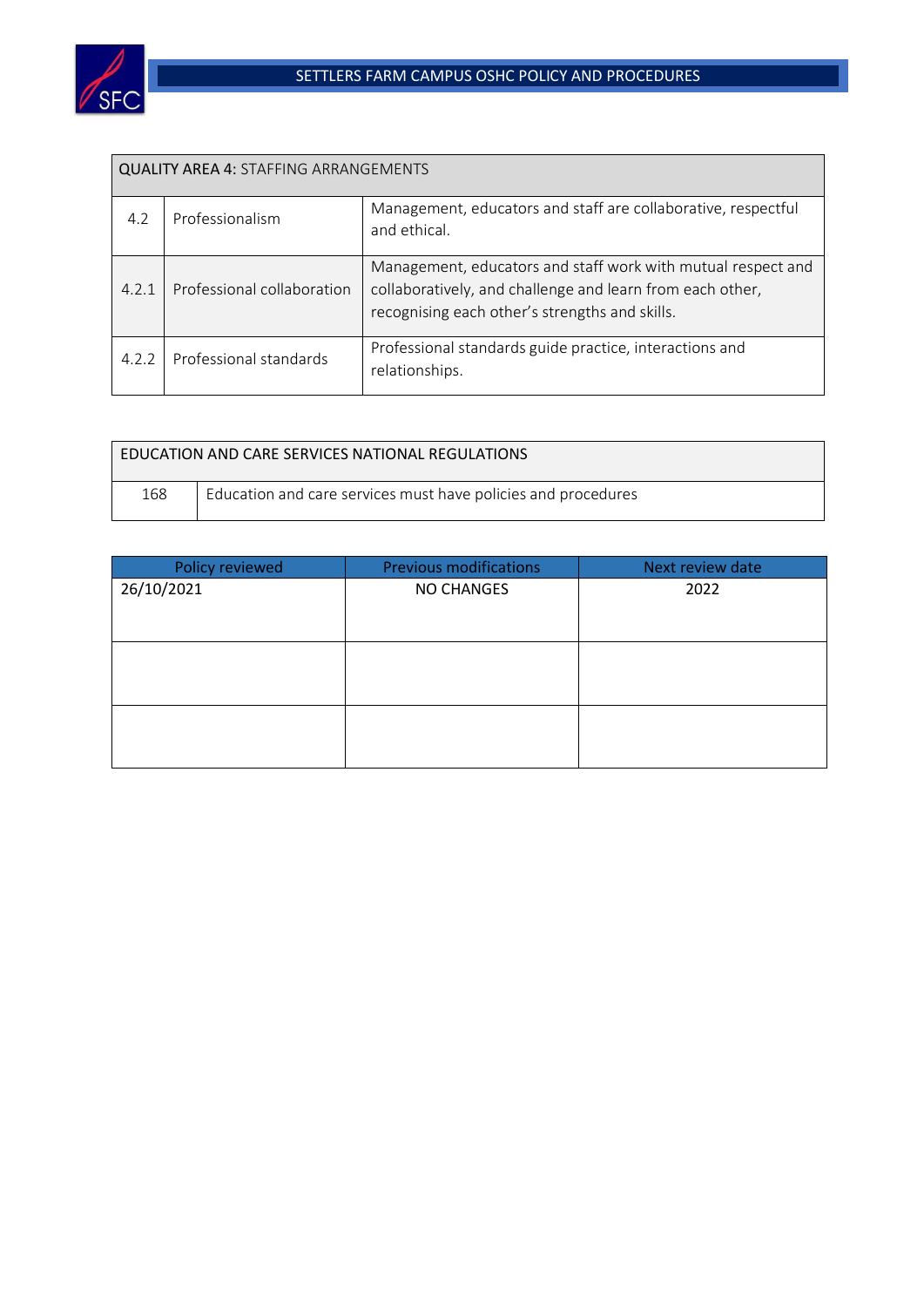| QUALITY AREA 4: STAFFING ARRANGEMENTS | | |
|---|---|---|
| 4.2 | Professionalism | Management, educators and staff are collaborative, respectful and ethical. |
| 4.2.1 | Professional collaboration | Management, educators and staff work with mutual respect and collaboratively, and challenge and learn from each other, recognising each other's strengths and skills. |
| 4.2.2 | Professional standards | Professional standards guide practice, interactions and relationships. |

| EDUCATION AND CARE SERVICES NATIONAL REGULATIONS | |
|---|---|
| 168 | Education and care services must have policies and procedures |

| Policy reviewed | Previous modifications | Next review date |
|---|---|---|
| 26/10/2021 | NO CHANGES | 2022 |
| | | |
| | | |